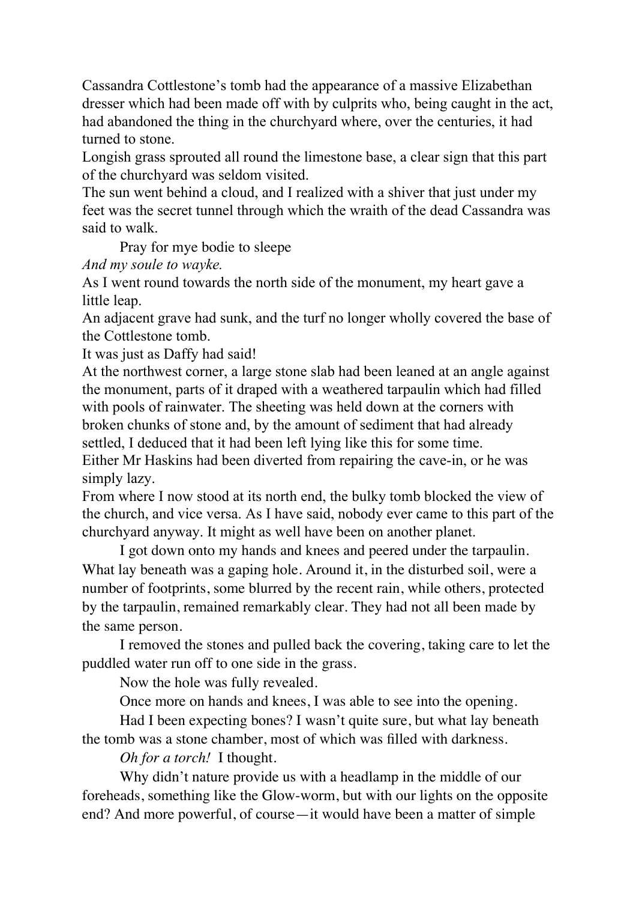Cassandra Cottlestone's tomb had the appearance of a massive Elizabethan dresser which had been made off with by culprits who, being caught in the act, had abandoned the thing in the churchyard where, over the centuries, it had turned to stone.

Longish grass sprouted all round the limestone base, a clear sign that this part of the churchyard was seldom visited.

The sun went behind a cloud, and I realized with a shiver that just under my feet was the secret tunnel through which the wraith of the dead Cassandra was said to walk.

Pray for mye bodie to sleepe
*And my soule to wayke.*

As I went round towards the north side of the monument, my heart gave a little leap.

An adjacent grave had sunk, and the turf no longer wholly covered the base of the Cottlestone tomb.

It was just as Daffy had said!

At the northwest corner, a large stone slab had been leaned at an angle against the monument, parts of it draped with a weathered tarpaulin which had filled with pools of rainwater. The sheeting was held down at the corners with broken chunks of stone and, by the amount of sediment that had already settled, I deduced that it had been left lying like this for some time.

Either Mr Haskins had been diverted from repairing the cave-in, or he was simply lazy.

From where I now stood at its north end, the bulky tomb blocked the view of the church, and vice versa. As I have said, nobody ever came to this part of the churchyard anyway. It might as well have been on another planet.

I got down onto my hands and knees and peered under the tarpaulin. What lay beneath was a gaping hole. Around it, in the disturbed soil, were a number of footprints, some blurred by the recent rain, while others, protected by the tarpaulin, remained remarkably clear. They had not all been made by the same person.

I removed the stones and pulled back the covering, taking care to let the puddled water run off to one side in the grass.

Now the hole was fully revealed.

Once more on hands and knees, I was able to see into the opening.

Had I been expecting bones? I wasn't quite sure, but what lay beneath the tomb was a stone chamber, most of which was filled with darkness.

*Oh for a torch!* I thought.

Why didn't nature provide us with a headlamp in the middle of our foreheads, something like the Glow-worm, but with our lights on the opposite end? And more powerful, of course—it would have been a matter of simple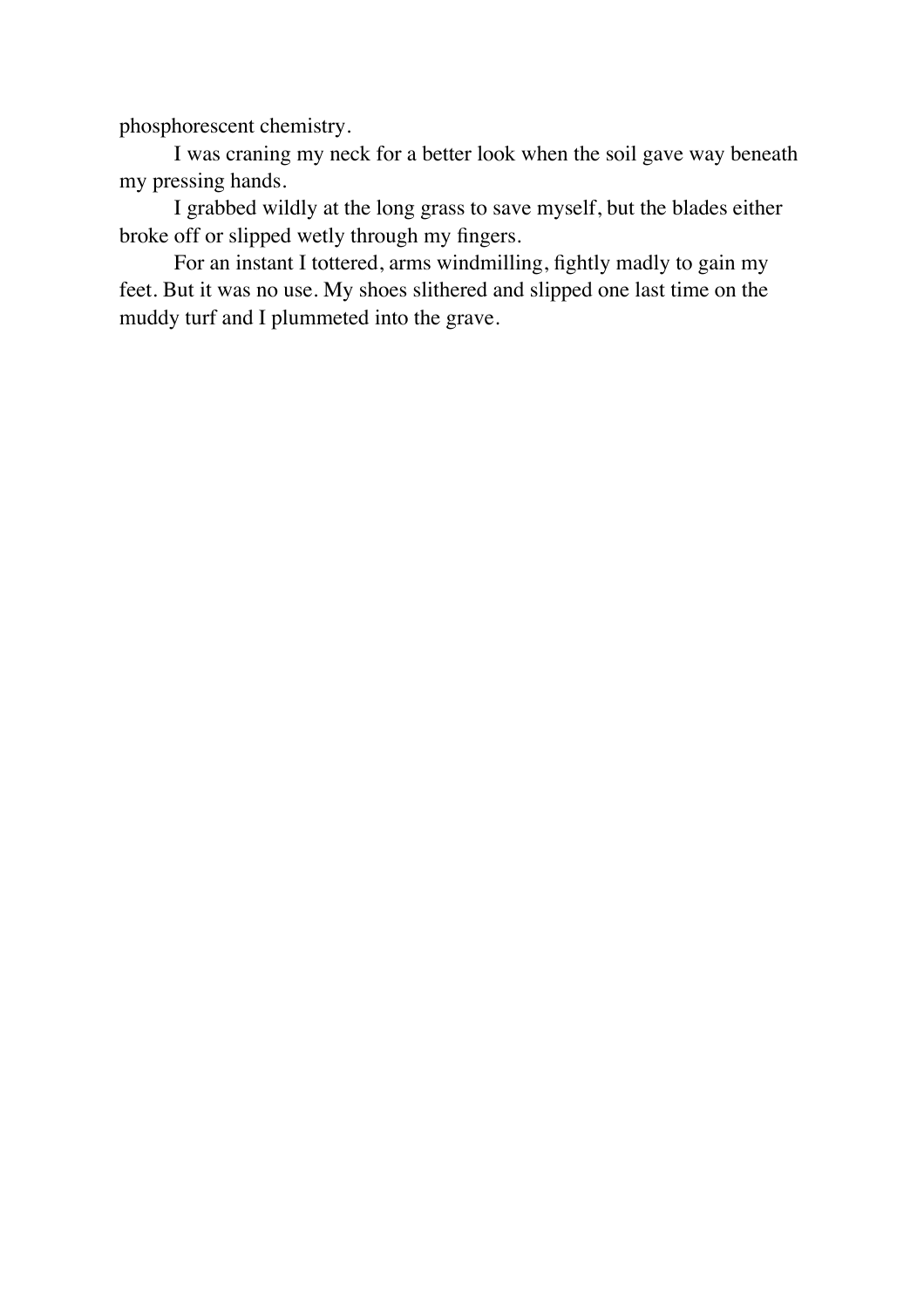phosphorescent chemistry.

I was craning my neck for a better look when the soil gave way beneath my pressing hands.

I grabbed wildly at the long grass to save myself, but the blades either broke off or slipped wetly through my fingers.

For an instant I tottered, arms windmilling, fightly madly to gain my feet. But it was no use. My shoes slithered and slipped one last time on the muddy turf and I plummeted into the grave.